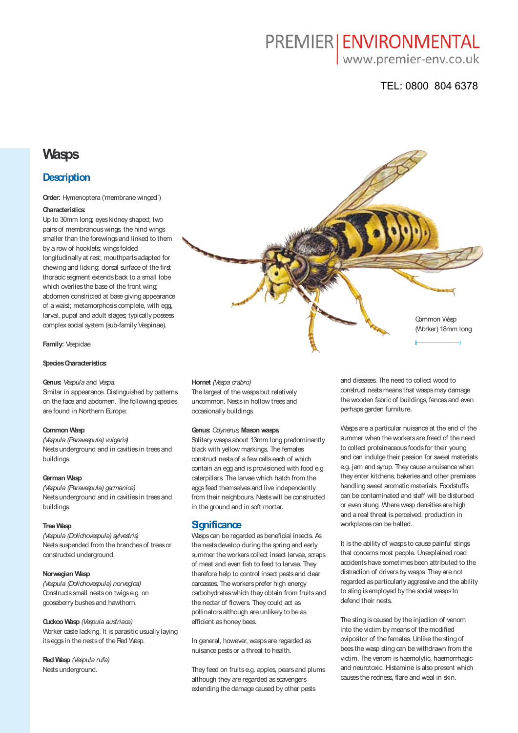PREMIER | ENVIRONMENTAL
www.premier-env.co.uk

TEL: 0800 804 6378

# Wasps

## Description

**Order:** Hymenoptera ('membrane winged')

**Characteristics:**
Up to 30mm long; eyes kidney shaped; two pairs of membranous wings, the hind wings smaller than the forewings and linked to them by a row of hooklets; wings folded longitudinally at rest; mouthparts adapted for chewing and licking; dorsal surface of the first thoracic segment extends back to a small lobe which overlies the base of the front wing; abdomen constricted at base giving appearance of a waist; metamorphosis complete, with egg, larval, pupal and adult stages; typically possess complex social system (sub-family Vespinae).

Common Wasp (Worker) 18mm long

**Family:** Vespidae

**Species Characteristics:**

**Genus:** *Vespula* and *Vespa.*
Similar in appearance. Distinguished by patterns on the face and abdomen. The following species are found in Northern Europe:

**Common Wasp**
*(Vespula (Paravespula) vulgaris)*
Nests underground and in cavities in trees and buildings.

**German Wasp**
*(Vespula (Paravespula) germanica)*
Nests underground and in cavities in trees and buildings.

**Tree Wasp**
*(Vespula (Dolichovespula) sylvestris)*
Nests suspended from the branches of trees or constructed underground.

**Norwegian Wasp**
*(Vespula (Dolichovespula) norvegica)*
Constructs small nests on twigs e.g. on gooseberry bushes and hawthorn.

**Cuckoo Wasp** *(Vespula austriaca)*
Worker caste lacking. It is parasitic usually laying its eggs in the nests of the Red Wasp.

**Red Wasp** *(Vespula rufa)*
Nests underground.

**Hornet** *(Vespa crabro)*
The largest of the wasps but relatively uncommon. Nests in hollow trees and occasionally buildings.

**Genus:** *Odynerus*, **Mason wasps.**
Solitary wasps about 13mm long predominantly black with yellow markings. The females construct nests of a few cells each of which contain an egg and is provisioned with food e.g. caterpillars. The larvae which hatch from the eggs feed themselves and live independently from their neighbours. Nests will be constructed in the ground and in soft mortar.

## Significance

Wasps can be regarded as beneficial insects. As the nests develop during the spring and early summer the workers collect insect larvae, scraps of meat and even fish to feed to larvae. They therefore help to control insect pests and clear carcasses. The workers prefer high energy carbohydrates which they obtain from fruits and the nectar of flowers. They could act as pollinators although are unlikely to be as efficient as honey bees.

In general, however, wasps are regarded as nuisance pests or a threat to health.

They feed on fruits e.g. apples, pears and plums although they are regarded as scavengers extending the damage caused by other pests and diseases. The need to collect wood to construct nests means that wasps may damage the wooden fabric of buildings, fences and even perhaps garden furniture.

Wasps are a particular nuisance at the end of the summer when the workers are freed of the need to collect proteinaceous foods for their young and can indulge their passion for sweet materials e.g. jam and syrup. They cause a nuisance when they enter kitchens, bakeries and other premises handling sweet aromatic materials. Foodstuffs can be contaminated and staff will be disturbed or even stung. Where wasp densities are high and a real threat is perceived, production in workplaces can be halted.

It is the ability of wasps to cause painful stings that concerns most people. Unexplained road accidents have sometimes been attributed to the distraction of drivers by wasps. They are not regarded as particularly aggressive and the ability to sting is employed by the social wasps to defend their nests.

The sting is caused by the injection of venom into the victim by means of the modified ovipositor of the females. Unlike the sting of bees the wasp sting can be withdrawn from the victim. The venom is haemolytic, haemorrhagic and neurotoxic. Histamine is also present which causes the redness, flare and weal in skin.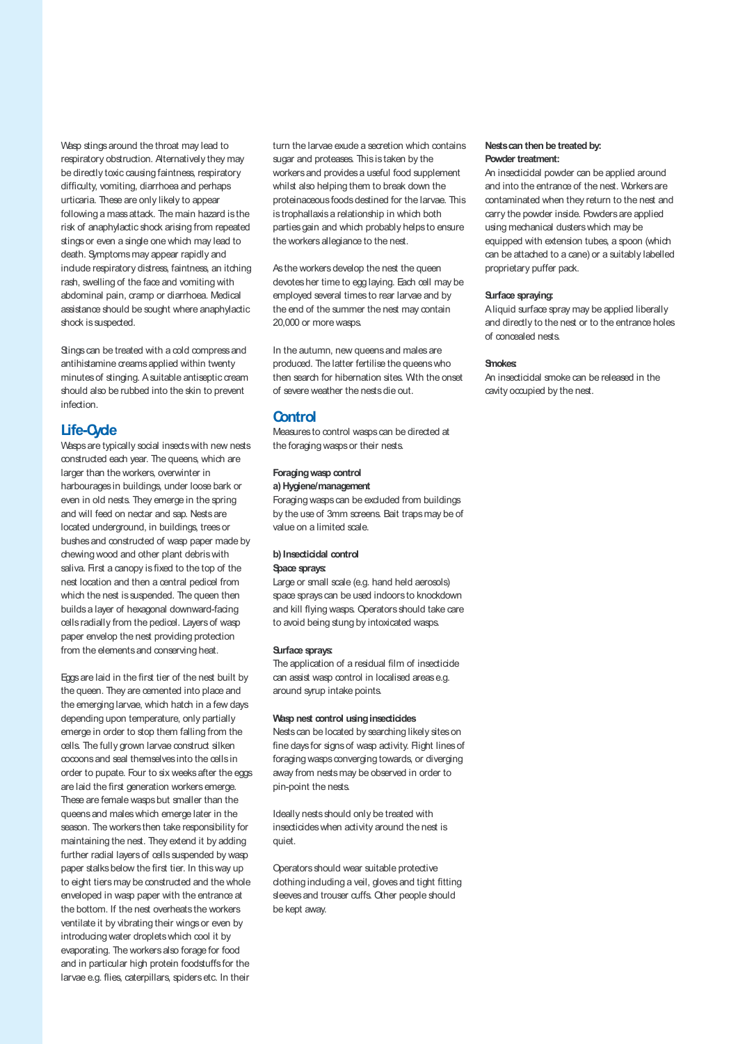Wasp stings around the throat may lead to respiratory obstruction. Alternatively they may be directly toxic causing faintness, respiratory difficulty, vomiting, diarrhoea and perhaps urticaria. These are only likely to appear following a mass attack. The main hazard is the risk of anaphylactic shock arising from repeated stings or even a single one which may lead to death. Symptoms may appear rapidly and include respiratory distress, faintness, an itching rash, swelling of the face and vomiting with abdominal pain, cramp or diarrhoea. Medical assistance should be sought where anaphylactic shock is suspected.

Stings can be treated with a cold compress and antihistamine creams applied within twenty minutes of stinging. A suitable antiseptic cream should also be rubbed into the skin to prevent infection.

## Life-Cycle

Wasps are typically social insects with new nests constructed each year. The queens, which are larger than the workers, overwinter in harbourages in buildings, under loose bark or even in old nests. They emerge in the spring and will feed on nectar and sap. Nests are located underground, in buildings, trees or bushes and constructed of wasp paper made by chewing wood and other plant debris with saliva. First a canopy is fixed to the top of the nest location and then a central pedicel from which the nest is suspended. The queen then builds a layer of hexagonal downward-facing cells radially from the pedicel. Layers of wasp paper envelop the nest providing protection from the elements and conserving heat.

Eggs are laid in the first tier of the nest built by the queen. They are cemented into place and the emerging larvae, which hatch in a few days depending upon temperature, only partially emerge in order to stop them falling from the cells. The fully grown larvae construct silken cocoons and seal themselves into the cells in order to pupate. Four to six weeks after the eggs are laid the first generation workers emerge. These are female wasps but smaller than the queens and males which emerge later in the season. The workers then take responsibility for maintaining the nest. They extend it by adding further radial layers of cells suspended by wasp paper stalks below the first tier. In this way up to eight tiers may be constructed and the whole enveloped in wasp paper with the entrance at the bottom. If the nest overheats the workers ventilate it by vibrating their wings or even by introducing water droplets which cool it by evaporating. The workers also forage for food and in particular high protein foodstuffs for the larvae e.g. flies, caterpillars, spiders etc. In their turn the larvae exude a secretion which contains sugar and proteases. This is taken by the workers and provides a useful food supplement whilst also helping them to break down the proteinaceous foods destined for the larvae. This is trophallaxis a relationship in which both parties gain and which probably helps to ensure the workers allegiance to the nest.

As the workers develop the nest the queen devotes her time to egg laying. Each cell may be employed several times to rear larvae and by the end of the summer the nest may contain 20,000 or more wasps.

In the autumn, new queens and males are produced. The latter fertilise the queens who then search for hibernation sites. With the onset of severe weather the nests die out.

## Control

Measures to control wasps can be directed at the foraging wasps or their nests.

**Foraging wasp control**
**a) Hygiene/management**

Foraging wasps can be excluded from buildings by the use of 3mm screens. Bait traps may be of value on a limited scale.

**b) Insecticidal control**
**Space sprays:**

Large or small scale (e.g. hand held aerosols) space sprays can be used indoors to knockdown and kill flying wasps. Operators should take care to avoid being stung by intoxicated wasps.

**Surface sprays:**

The application of a residual film of insecticide can assist wasp control in localised areas e.g. around syrup intake points.

**Wasp nest control using insecticides**

Nests can be located by searching likely sites on fine days for signs of wasp activity. Flight lines of foraging wasps converging towards, or diverging away from nests may be observed in order to pin-point the nests.

Ideally nests should only be treated with insecticides when activity around the nest is quiet.

Operators should wear suitable protective clothing including a veil, gloves and tight fitting sleeves and trouser cuffs. Other people should be kept away.

**Nests can then be treated by:**
**Powder treatment:**

An insecticidal powder can be applied around and into the entrance of the nest. Workers are contaminated when they return to the nest and carry the powder inside. Powders are applied using mechanical dusters which may be equipped with extension tubes, a spoon (which can be attached to a cane) or a suitably labelled proprietary puffer pack.

**Surface spraying:**

A liquid surface spray may be applied liberally and directly to the nest or to the entrance holes of concealed nests.

**Smokes:**

An insecticidal smoke can be released in the cavity occupied by the nest.